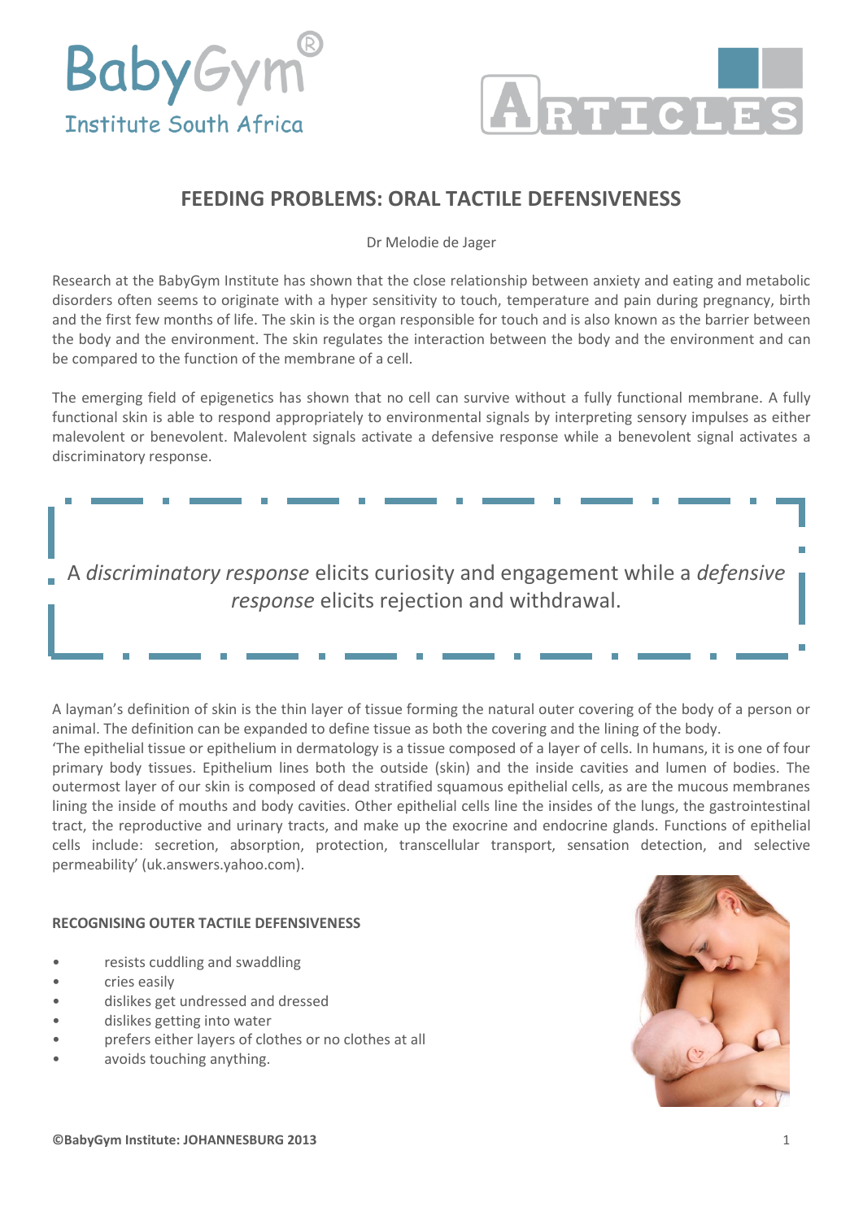# FEEDING PROBLEMS: ORAL TACTILE DEFENSIVENESS

Dr Melodie de Jager

Research at the BabyGym Institute has shown that the close relationship between anxiety and eating and metabolic disorders often seems to originate with a hyper sensitivity to touch, temperature and pain during pregnancy, birth and the first few months of life. The skin is the organ responsible for touch and is also known as the barrier between the body and the environment. The skin regulates the interaction between the body and the environment and can be compared to the function of the membrane of a cell.

The emerging field of epigenetics has shown that no cell can survive without a fully functional membrane. A fully functional skin is able to respond appropriately to environmental signals by interpreting sensory impulses as either malevolent or benevolent. Malevolent signals activate a defensive response while a benevolent signal activates a discriminatory response.

> A *discriminatory response* elicits curiosity and engagement while a *defensive response* elicits rejection and withdrawal.

A layman's definition of skin is the thin layer of tissue forming the natural outer covering of the body of a person or animal. The definition can be expanded to define tissue as both the covering and the lining of the body.
'The epithelial tissue or epithelium in dermatology is a tissue composed of a layer of cells. In humans, it is one of four primary body tissues. Epithelium lines both the outside (skin) and the inside cavities and lumen of bodies. The outermost layer of our skin is composed of dead stratified squamous epithelial cells, as are the mucous membranes lining the inside of mouths and body cavities. Other epithelial cells line the insides of the lungs, the gastrointestinal tract, the reproductive and urinary tracts, and make up the exocrine and endocrine glands. Functions of epithelial cells include: secretion, absorption, protection, transcellular transport, sensation detection, and selective permeability' (uk.answers.yahoo.com).

**RECOGNISING OUTER TACTILE DEFENSIVENESS**

- resists cuddling and swaddling
- cries easily
- dislikes get undressed and dressed
- dislikes getting into water
- prefers either layers of clothes or no clothes at all
- avoids touching anything.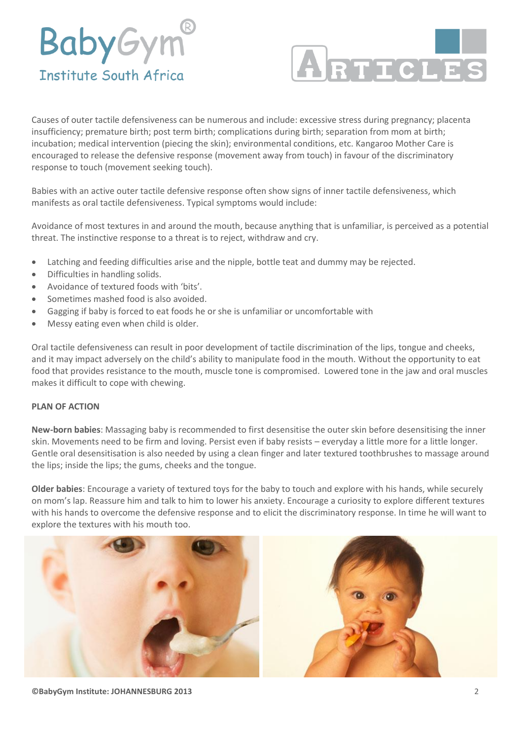Causes of outer tactile defensiveness can be numerous and include: excessive stress during pregnancy; placenta insufficiency; premature birth; post term birth; complications during birth; separation from mom at birth; incubation; medical intervention (piecing the skin); environmental conditions, etc. Kangaroo Mother Care is encouraged to release the defensive response (movement away from touch) in favour of the discriminatory response to touch (movement seeking touch).

Babies with an active outer tactile defensive response often show signs of inner tactile defensiveness, which manifests as oral tactile defensiveness. Typical symptoms would include:

Avoidance of most textures in and around the mouth, because anything that is unfamiliar, is perceived as a potential threat. The instinctive response to a threat is to reject, withdraw and cry.

- Latching and feeding difficulties arise and the nipple, bottle teat and dummy may be rejected.
- Difficulties in handling solids.
- Avoidance of textured foods with 'bits'.
- Sometimes mashed food is also avoided.
- Gagging if baby is forced to eat foods he or she is unfamiliar or uncomfortable with
- Messy eating even when child is older.

Oral tactile defensiveness can result in poor development of tactile discrimination of the lips, tongue and cheeks, and it may impact adversely on the child's ability to manipulate food in the mouth. Without the opportunity to eat food that provides resistance to the mouth, muscle tone is compromised. Lowered tone in the jaw and oral muscles makes it difficult to cope with chewing.

**PLAN OF ACTION**

**New-born babies**: Massaging baby is recommended to first desensitise the outer skin before desensitising the inner skin. Movements need to be firm and loving. Persist even if baby resists – everyday a little more for a little longer. Gentle oral desensitisation is also needed by using a clean finger and later textured toothbrushes to massage around the lips; inside the lips; the gums, cheeks and the tongue.

**Older babies**: Encourage a variety of textured toys for the baby to touch and explore with his hands, while securely on mom's lap. Reassure him and talk to him to lower his anxiety. Encourage a curiosity to explore different textures with his hands to overcome the defensive response and to elicit the discriminatory response. In time he will want to explore the textures with his mouth too.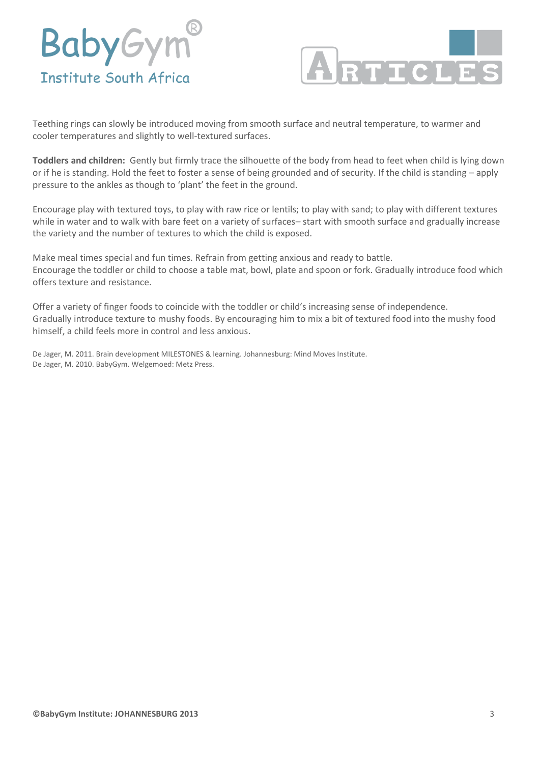Teething rings can slowly be introduced moving from smooth surface and neutral temperature, to warmer and cooler temperatures and slightly to well-textured surfaces.

**Toddlers and children:** Gently but firmly trace the silhouette of the body from head to feet when child is lying down or if he is standing. Hold the feet to foster a sense of being grounded and of security. If the child is standing – apply pressure to the ankles as though to 'plant' the feet in the ground.

Encourage play with textured toys, to play with raw rice or lentils; to play with sand; to play with different textures while in water and to walk with bare feet on a variety of surfaces– start with smooth surface and gradually increase the variety and the number of textures to which the child is exposed.

Make meal times special and fun times. Refrain from getting anxious and ready to battle.
Encourage the toddler or child to choose a table mat, bowl, plate and spoon or fork. Gradually introduce food which offers texture and resistance.

Offer a variety of finger foods to coincide with the toddler or child's increasing sense of independence.
Gradually introduce texture to mushy foods. By encouraging him to mix a bit of textured food into the mushy food himself, a child feels more in control and less anxious.

De Jager, M. 2011. Brain development MILESTONES & learning. Johannesburg: Mind Moves Institute.
De Jager, M. 2010. BabyGym. Welgemoed: Metz Press.

**©BabyGym Institute: JOHANNESBURG 2013**